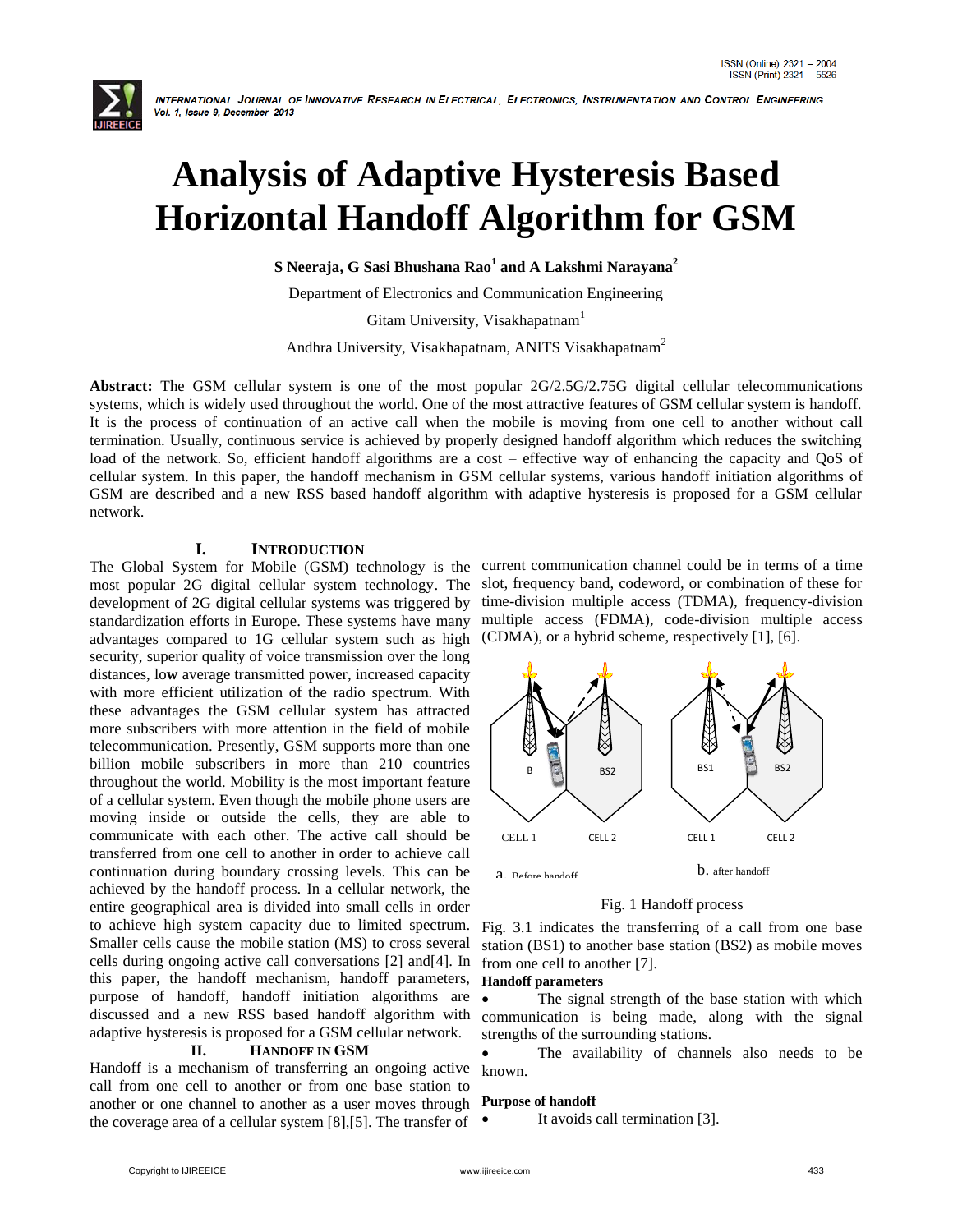# Analysis of Adaptive Hysteresis Based Horizontal Handoff Algorithm for GSM

**S Neeraja, G Sasi Bhushana Rao[1] and A Lakshmi Narayana[2]**

Department of Electronics and Communication Engineering

Gitam University, Visakhapatnam[1]

Andhra University, Visakhapatnam, ANITS Visakhapatnam[2]

**Abstract:** The GSM cellular system is one of the most popular 2G/2.5G/2.75G digital cellular telecommunications systems, which is widely used throughout the world. One of the most attractive features of GSM cellular system is handoff. It is the process of continuation of an active call when the mobile is moving from one cell to another without call termination. Usually, continuous service is achieved by properly designed handoff algorithm which reduces the switching load of the network. So, efficient handoff algorithms are a cost – effective way of enhancing the capacity and QoS of cellular system. In this paper, the handoff mechanism in GSM cellular systems, various handoff initiation algorithms of GSM are described and a new RSS based handoff algorithm with adaptive hysteresis is proposed for a GSM cellular network.

## I. INTRODUCTION

The Global System for Mobile (GSM) technology is the most popular 2G digital cellular system technology. The development of 2G digital cellular systems was triggered by standardization efforts in Europe. These systems have many advantages compared to 1G cellular system such as high security, superior quality of voice transmission over the long distances, low average transmitted power, increased capacity with more efficient utilization of the radio spectrum. With these advantages the GSM cellular system has attracted more subscribers with more attention in the field of mobile telecommunication. Presently, GSM supports more than one billion mobile subscribers in more than 210 countries throughout the world. Mobility is the most important feature of a cellular system. Even though the mobile phone users are moving inside or outside the cells, they are able to communicate with each other. The active call should be transferred from one cell to another in order to achieve call continuation during boundary crossing levels. This can be achieved by the handoff process. In a cellular network, the entire geographical area is divided into small cells in order to achieve high system capacity due to limited spectrum. Smaller cells cause the mobile station (MS) to cross several cells during ongoing active call conversations [2] and[4]. In this paper, the handoff mechanism, handoff parameters, purpose of handoff, handoff initiation algorithms are discussed and a new RSS based handoff algorithm with adaptive hysteresis is proposed for a GSM cellular network.

## II. HANDOFF IN GSM

Handoff is a mechanism of transferring an ongoing active call from one cell to another or from one base station to another or one channel to another as a user moves through the coverage area of a cellular system [8],[5]. The transfer of current communication channel could be in terms of a time slot, frequency band, codeword, or combination of these for time-division multiple access (TDMA), frequency-division multiple access (FDMA), code-division multiple access (CDMA), or a hybrid scheme, respectively [1], [6].

Fig. 1 Handoff process

Fig. 3.1 indicates the transferring of a call from one base station (BS1) to another base station (BS2) as mobile moves from one cell to another [7].

**Handoff parameters**

- The signal strength of the base station with which communication is being made, along with the signal strengths of the surrounding stations.
- The availability of channels also needs to be known.

**Purpose of handoff**

- It avoids call termination [3].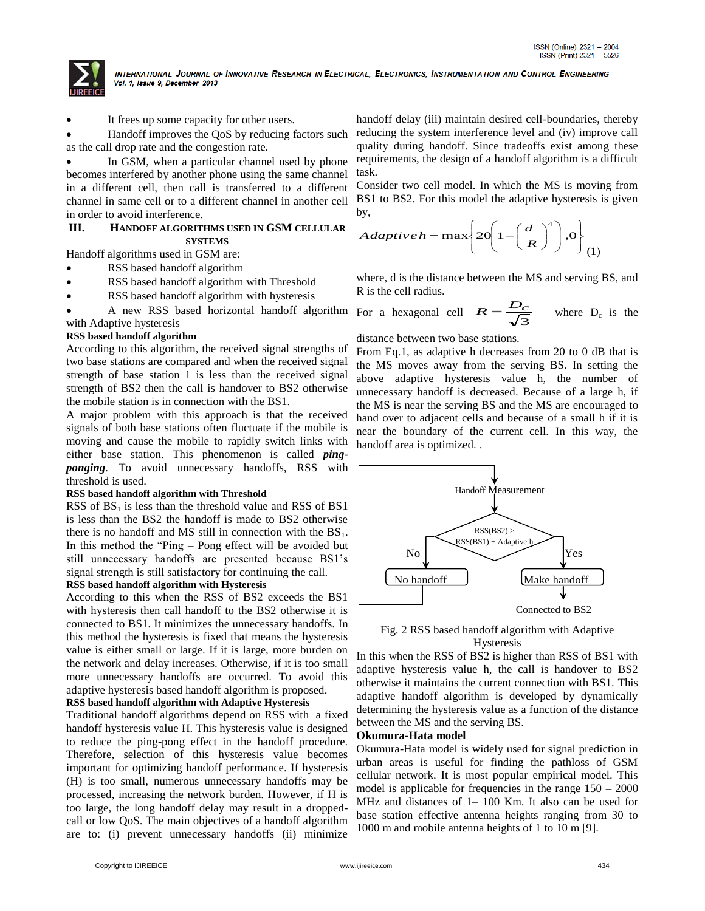- It frees up some capacity for other users.
- Handoff improves the QoS by reducing factors such as the call drop rate and the congestion rate.
- In GSM, when a particular channel used by phone becomes interfered by another phone using the same channel in a different cell, then call is transferred to a different channel in same cell or to a different channel in another cell in order to avoid interference.

## III. HANDOFF ALGORITHMS USED IN GSM CELLULAR SYSTEMS

Handoff algorithms used in GSM are:

- RSS based handoff algorithm
- RSS based handoff algorithm with Threshold
- RSS based handoff algorithm with hysteresis
- A new RSS based horizontal handoff algorithm with Adaptive hysteresis

**RSS based handoff algorithm**

According to this algorithm, the received signal strengths of two base stations are compared and when the received signal strength of base station 1 is less than the received signal strength of BS2 then the call is handover to BS2 otherwise the mobile station is in connection with the BS1.

A major problem with this approach is that the received signals of both base stations often fluctuate if the mobile is moving and cause the mobile to rapidly switch links with either base station. This phenomenon is called ***ping-ponging***. To avoid unnecessary handoffs, RSS with threshold is used.

**RSS based handoff algorithm with Threshold**

RSS of $BS_1$ is less than the threshold value and RSS of BS1 is less than the BS2 the handoff is made to BS2 otherwise there is no handoff and MS still in connection with the $BS_1$. In this method the "Ping – Pong effect will be avoided but still unnecessary handoffs are presented because BS1's signal strength is still satisfactory for continuing the call.

**RSS based handoff algorithm with Hysteresis**

According to this when the RSS of BS2 exceeds the BS1 with hysteresis then call handoff to the BS2 otherwise it is connected to BS1. It minimizes the unnecessary handoffs. In this method the hysteresis is fixed that means the hysteresis value is either small or large. If it is large, more burden on the network and delay increases. Otherwise, if it is too small more unnecessary handoffs are occurred. To avoid this adaptive hysteresis based handoff algorithm is proposed.

**RSS based handoff algorithm with Adaptive Hysteresis**

Traditional handoff algorithms depend on RSS with a fixed handoff hysteresis value H. This hysteresis value is designed to reduce the ping-pong effect in the handoff procedure. Therefore, selection of this hysteresis value becomes important for optimizing handoff performance. If hysteresis (H) is too small, numerous unnecessary handoffs may be processed, increasing the network burden. However, if H is too large, the long handoff delay may result in a dropped-call or low QoS. The main objectives of a handoff algorithm are to: (i) prevent unnecessary handoffs (ii) minimize handoff delay (iii) maintain desired cell-boundaries, thereby reducing the system interference level and (iv) improve call quality during handoff. Since tradeoffs exist among these requirements, the design of a handoff algorithm is a difficult task.

Consider two cell model. In which the MS is moving from BS1 to BS2. For this model the adaptive hysteresis is given by,

$$Adaptive\,h = \max\left\{20\left(1-\left(\frac{d}{R}\right)^4\right), 0\right\} \quad (1)$$

where, d is the distance between the MS and serving BS, and R is the cell radius.

For a hexagonal cell $R = \frac{D_c}{\sqrt{3}}$ where $D_c$ is the distance between two base stations.

From Eq.1, as adaptive h decreases from 20 to 0 dB that is the MS moves away from the serving BS. In setting the above adaptive hysteresis value h, the number of unnecessary handoff is decreased. Because of a large h, if the MS is near the serving BS and the MS are encouraged to hand over to adjacent cells and because of a small h if it is near the boundary of the current cell. In this way, the handoff area is optimized. .

Handoff Measurement

RSS(BS2) > RSS(BS1) + Adaptive h

No — No handoff

Yes — Make handoff — Connected to BS2

Fig. 2 RSS based handoff algorithm with Adaptive Hysteresis

In this when the RSS of BS2 is higher than RSS of BS1 with adaptive hysteresis value h, the call is handover to BS2 otherwise it maintains the current connection with BS1. This adaptive handoff algorithm is developed by dynamically determining the hysteresis value as a function of the distance between the MS and the serving BS.

**Okumura-Hata model**

Okumura-Hata model is widely used for signal prediction in urban areas is useful for finding the pathloss of GSM cellular network. It is most popular empirical model. This model is applicable for frequencies in the range 150 – 2000 MHz and distances of 1– 100 Km. It also can be used for base station effective antenna heights ranging from 30 to 1000 m and mobile antenna heights of 1 to 10 m [9].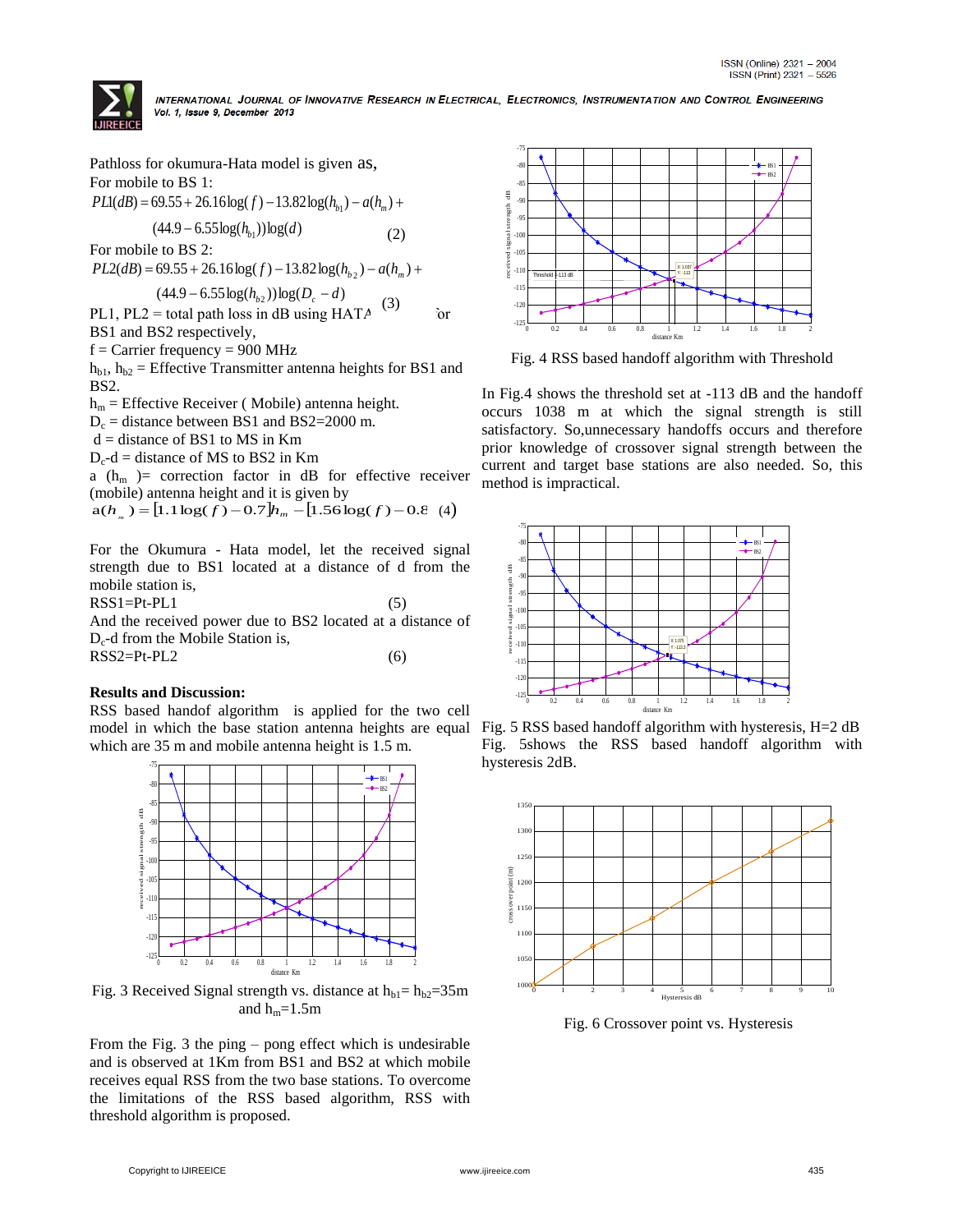Pathloss for okumura-Hata model is given as,

For mobile to BS 1:

$$PL1(dB) = 69.55 + 26.16\log(f) - 13.82\log(h_{b1}) - a(h_m) + (44.9 - 6.55\log(h_{b1}))\log(d) \quad (2)$$

For mobile to BS 2:

$$PL2(dB) = 69.55 + 26.16\log(f) - 13.82\log(h_{b2}) - a(h_m) + (44.9 - 6.55\log(h_{b2}))\log(D_c - d) \quad (3)$$

PL1, PL2 = total path loss in dB using HATA for BS1 and BS2 respectively,

f = Carrier frequency = 900 MHz

$h_{b1}$, $h_{b2}$ = Effective Transmitter antenna heights for BS1 and BS2.

$h_m$ = Effective Receiver ( Mobile) antenna height.

$D_c$ = distance between BS1 and BS2=2000 m.

d = distance of BS1 to MS in Km

$D_c$-d = distance of MS to BS2 in Km

a ($h_m$ )= correction factor in dB for effective receiver (mobile) antenna height and it is given by

$$a(h_m) = [1.1\log(f) - 0.7]h_m - [1.56\log(f) - 0.8] \quad (4)$$

For the Okumura - Hata model, let the received signal strength due to BS1 located at a distance of d from the mobile station is,

RSS1=Pt-PL1 (5)

And the received power due to BS2 located at a distance of $D_c$-d from the Mobile Station is,

RSS2=Pt-PL2 (6)

**Results and Discussion:**

RSS based handof algorithm is applied for the two cell model in which the base station antenna heights are equal which are 35 m and mobile antenna height is 1.5 m.

Fig. 3 Received Signal strength vs. distance at $h_{b1}$= $h_{b2}$=35m and $h_m$=1.5m

From the Fig. 3 the ping – pong effect which is undesirable and is observed at 1Km from BS1 and BS2 at which mobile receives equal RSS from the two base stations. To overcome the limitations of the RSS based algorithm, RSS with threshold algorithm is proposed.

Fig. 4 RSS based handoff algorithm with Threshold

In Fig.4 shows the threshold set at -113 dB and the handoff occurs 1038 m at which the signal strength is still satisfactory. So,unnecessary handoffs occurs and therefore prior knowledge of crossover signal strength between the current and target base stations are also needed. So, this method is impractical.

Fig. 5 RSS based handoff algorithm with hysteresis, H=2 dB

Fig. 5shows the RSS based handoff algorithm with hysteresis 2dB.

Fig. 6 Crossover point vs. Hysteresis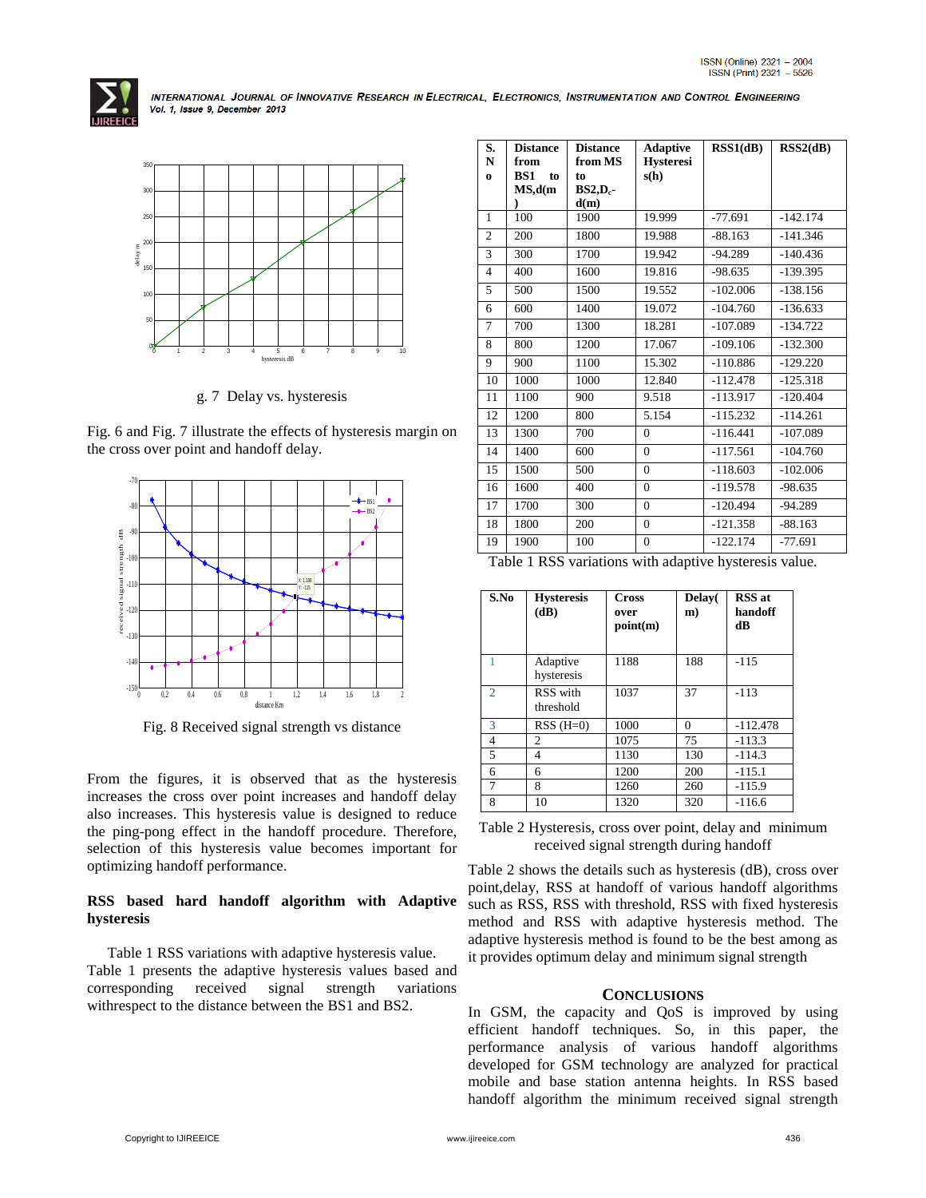g. 7 Delay vs. hysteresis

Fig. 6 and Fig. 7 illustrate the effects of hysteresis margin on the cross over point and handoff delay.

Fig. 8 Received signal strength vs distance

From the figures, it is observed that as the hysteresis increases the cross over point increases and handoff delay also increases. This hysteresis value is designed to reduce the ping-pong effect in the handoff procedure. Therefore, selection of this hysteresis value becomes important for optimizing handoff performance.

**RSS based hard handoff algorithm with Adaptive hysteresis**

Table 1 RSS variations with adaptive hysteresis value. Table 1 presents the adaptive hysteresis values based and corresponding received signal strength variations withrespect to the distance between the BS1 and BS2.

| S. No | Distance from BS1 to MS,d(m) | Distance from MS to BS2,$D_c$-d(m) | Adaptive Hysteresis(h) | RSS1(dB) | RSS2(dB) |
|---|---|---|---|---|---|
| 1 | 100 | 1900 | 19.999 | -77.691 | -142.174 |
| 2 | 200 | 1800 | 19.988 | -88.163 | -141.346 |
| 3 | 300 | 1700 | 19.942 | -94.289 | -140.436 |
| 4 | 400 | 1600 | 19.816 | -98.635 | -139.395 |
| 5 | 500 | 1500 | 19.552 | -102.006 | -138.156 |
| 6 | 600 | 1400 | 19.072 | -104.760 | -136.633 |
| 7 | 700 | 1300 | 18.281 | -107.089 | -134.722 |
| 8 | 800 | 1200 | 17.067 | -109.106 | -132.300 |
| 9 | 900 | 1100 | 15.302 | -110.886 | -129.220 |
| 10 | 1000 | 1000 | 12.840 | -112.478 | -125.318 |
| 11 | 1100 | 900 | 9.518 | -113.917 | -120.404 |
| 12 | 1200 | 800 | 5.154 | -115.232 | -114.261 |
| 13 | 1300 | 700 | 0 | -116.441 | -107.089 |
| 14 | 1400 | 600 | 0 | -117.561 | -104.760 |
| 15 | 1500 | 500 | 0 | -118.603 | -102.006 |
| 16 | 1600 | 400 | 0 | -119.578 | -98.635 |
| 17 | 1700 | 300 | 0 | -120.494 | -94.289 |
| 18 | 1800 | 200 | 0 | -121.358 | -88.163 |
| 19 | 1900 | 100 | 0 | -122.174 | -77.691 |

Table 1 RSS variations with adaptive hysteresis value.

| S.No | Hysteresis (dB) | Cross over point(m) | Delay(m) | RSS at handoff dB |
|---|---|---|---|---|
| 1 | Adaptive hysteresis | 1188 | 188 | -115 |
| 2 | RSS with threshold | 1037 | 37 | -113 |
| 3 | RSS (H=0) | 1000 | 0 | -112.478 |
| 4 | 2 | 1075 | 75 | -113.3 |
| 5 | 4 | 1130 | 130 | -114.3 |
| 6 | 6 | 1200 | 200 | -115.1 |
| 7 | 8 | 1260 | 260 | -115.9 |
| 8 | 10 | 1320 | 320 | -116.6 |

Table 2 Hysteresis, cross over point, delay and minimum received signal strength during handoff

Table 2 shows the details such as hysteresis (dB), cross over point,delay, RSS at handoff of various handoff algorithms such as RSS, RSS with threshold, RSS with fixed hysteresis method and RSS with adaptive hysteresis method. The adaptive hysteresis method is found to be the best among as it provides optimum delay and minimum signal strength

## CONCLUSIONS

In GSM, the capacity and QoS is improved by using efficient handoff techniques. So, in this paper, the performance analysis of various handoff algorithms developed for GSM technology are analyzed for practical mobile and base station antenna heights. In RSS based handoff algorithm the minimum received signal strength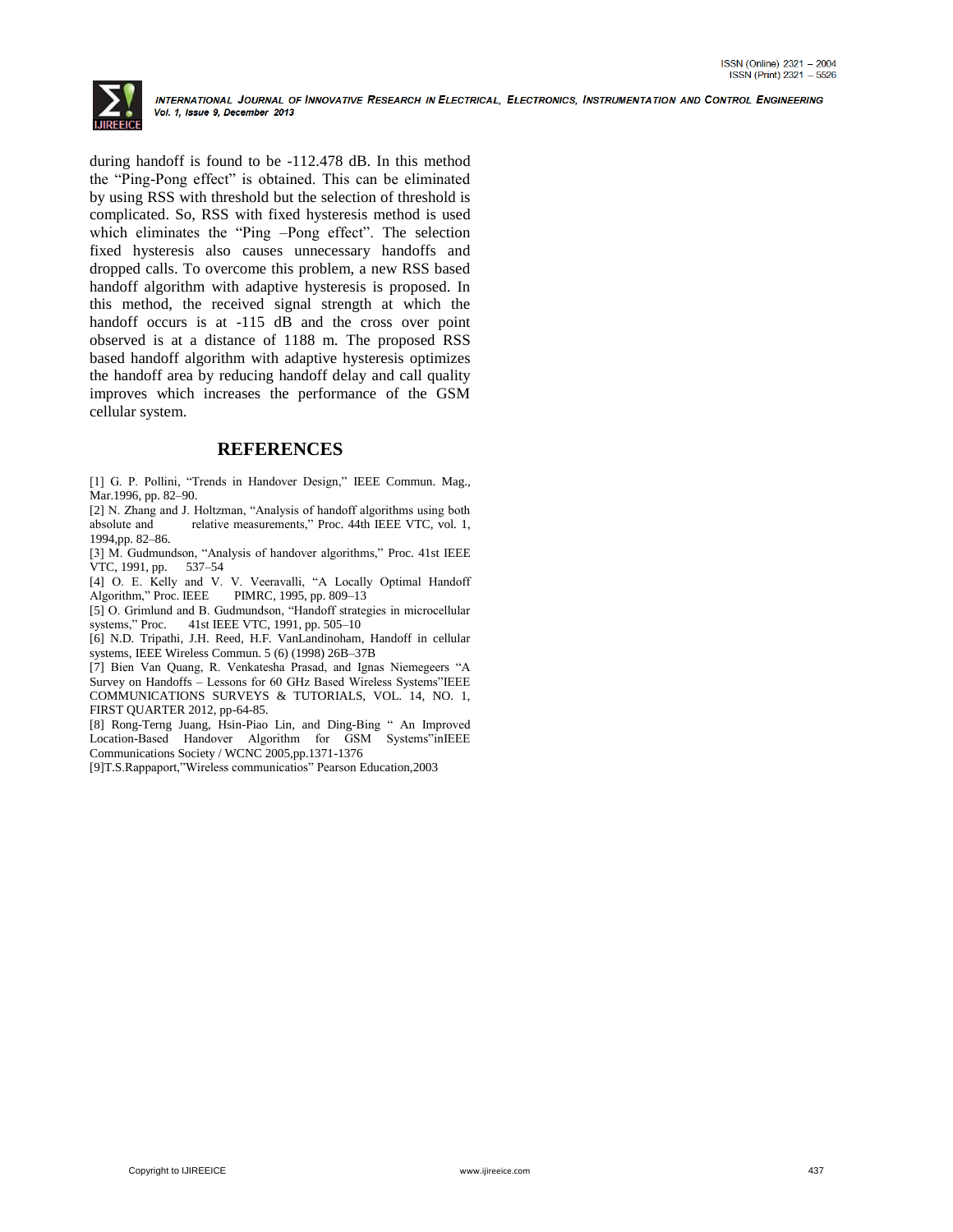during handoff is found to be -112.478 dB. In this method the "Ping-Pong effect" is obtained. This can be eliminated by using RSS with threshold but the selection of threshold is complicated. So, RSS with fixed hysteresis method is used which eliminates the "Ping –Pong effect". The selection fixed hysteresis also causes unnecessary handoffs and dropped calls. To overcome this problem, a new RSS based handoff algorithm with adaptive hysteresis is proposed. In this method, the received signal strength at which the handoff occurs is at -115 dB and the cross over point observed is at a distance of 1188 m. The proposed RSS based handoff algorithm with adaptive hysteresis optimizes the handoff area by reducing handoff delay and call quality improves which increases the performance of the GSM cellular system.

## REFERENCES

[1] G. P. Pollini, "Trends in Handover Design," IEEE Commun. Mag., Mar.1996, pp. 82–90.

[2] N. Zhang and J. Holtzman, "Analysis of handoff algorithms using both absolute and relative measurements," Proc. 44th IEEE VTC, vol. 1, 1994,pp. 82–86.

[3] M. Gudmundson, "Analysis of handover algorithms," Proc. 41st IEEE VTC, 1991, pp. 537–54

[4] O. E. Kelly and V. V. Veeravalli, "A Locally Optimal Handoff Algorithm," Proc. IEEE PIMRC, 1995, pp. 809–13

[5] O. Grimlund and B. Gudmundson, "Handoff strategies in microcellular systems," Proc. 41st IEEE VTC, 1991, pp. 505–10

[6] N.D. Tripathi, J.H. Reed, H.F. VanLandinoham, Handoff in cellular systems, IEEE Wireless Commun. 5 (6) (1998) 26B–37B

[7] Bien Van Quang, R. Venkatesha Prasad, and Ignas Niemegeers "A Survey on Handoffs – Lessons for 60 GHz Based Wireless Systems"IEEE COMMUNICATIONS SURVEYS & TUTORIALS, VOL. 14, NO. 1, FIRST QUARTER 2012, pp-64-85.

[8] Rong-Terng Juang, Hsin-Piao Lin, and Ding-Bing " An Improved Location-Based Handover Algorithm for GSM Systems"inIEEE Communications Society / WCNC 2005,pp.1371-1376

[9]T.S.Rappaport,"Wireless communicatios" Pearson Education,2003